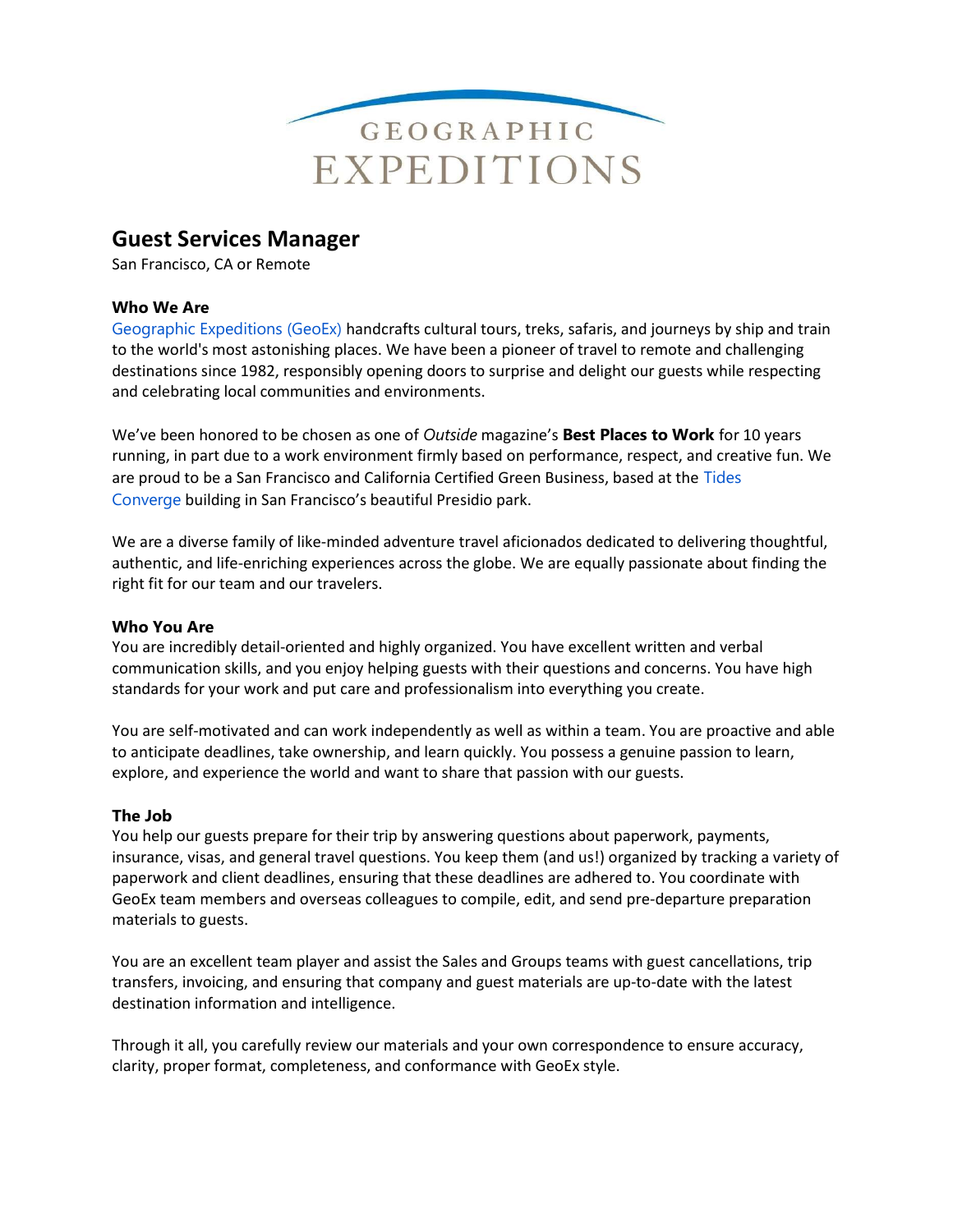# GEOGRAPHIC EXPEDITIONS

## Guest Services Manager

San Francisco, CA or Remote

### Who We Are

Geographic Expeditions (GeoEx) handcrafts cultural tours, treks, safaris, and journeys by ship and train to the world's most astonishing places. We have been a pioneer of travel to remote and challenging destinations since 1982, responsibly opening doors to surprise and delight our guests while respecting and celebrating local communities and environments.

We've been honored to be chosen as one of *Outside* magazine's **Best Places to Work** for 10 years running, in part due to a work environment firmly based on performance, respect, and creative fun. We are proud to be a San Francisco and California Certified Green Business, based at the Tides Converge building in San Francisco's beautiful Presidio park.

We are a diverse family of like-minded adventure travel aficionados dedicated to delivering thoughtful, authentic, and life-enriching experiences across the globe. We are equally passionate about finding the right fit for our team and our travelers.

### Who You Are

You are incredibly detail-oriented and highly organized. You have excellent written and verbal communication skills, and you enjoy helping guests with their questions and concerns. You have high standards for your work and put care and professionalism into everything you create.

You are self-motivated and can work independently as well as within a team. You are proactive and able to anticipate deadlines, take ownership, and learn quickly. You possess a genuine passion to learn, explore, and experience the world and want to share that passion with our guests.

### The Job

You help our guests prepare for their trip by answering questions about paperwork, payments, insurance, visas, and general travel questions. You keep them (and us!) organized by tracking a variety of paperwork and client deadlines, ensuring that these deadlines are adhered to. You coordinate with GeoEx team members and overseas colleagues to compile, edit, and send pre-departure preparation materials to guests.

You are an excellent team player and assist the Sales and Groups teams with guest cancellations, trip transfers, invoicing, and ensuring that company and guest materials are up-to-date with the latest destination information and intelligence.

Through it all, you carefully review our materials and your own correspondence to ensure accuracy, clarity, proper format, completeness, and conformance with GeoEx style.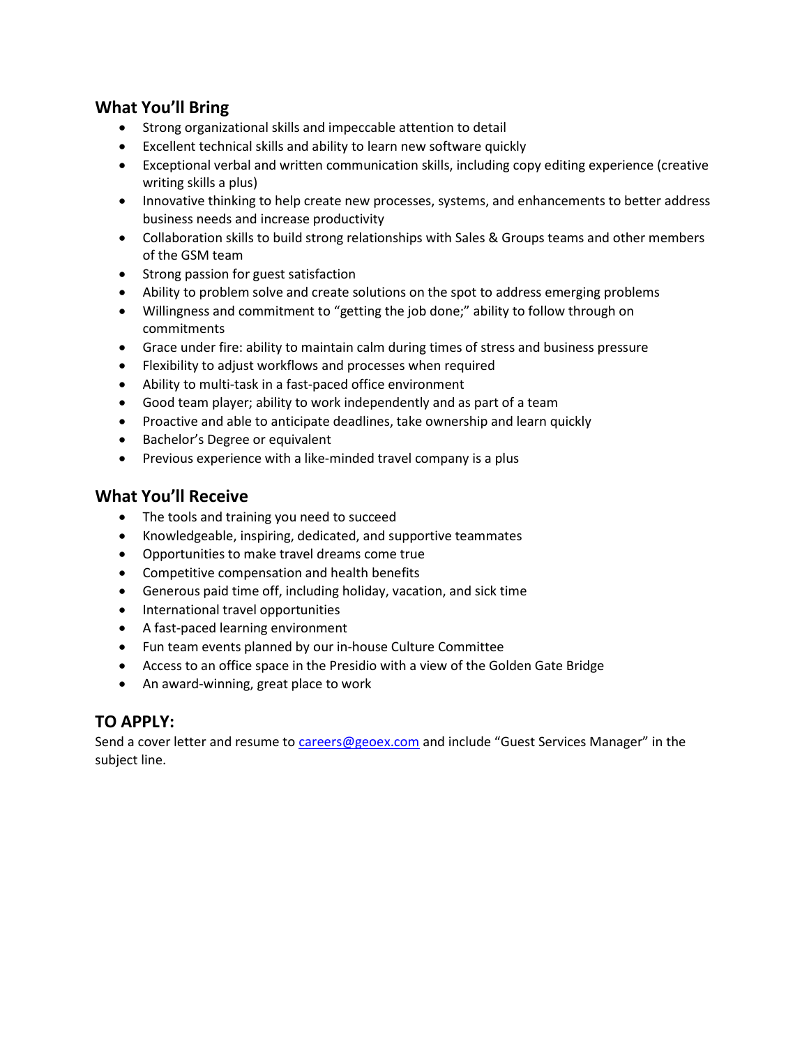## What You'll Bring

- Strong organizational skills and impeccable attention to detail
- Excellent technical skills and ability to learn new software quickly
- Exceptional verbal and written communication skills, including copy editing experience (creative writing skills a plus)
- Innovative thinking to help create new processes, systems, and enhancements to better address business needs and increase productivity
- Collaboration skills to build strong relationships with Sales & Groups teams and other members of the GSM team
- Strong passion for guest satisfaction
- Ability to problem solve and create solutions on the spot to address emerging problems
- Willingness and commitment to "getting the job done;" ability to follow through on commitments
- Grace under fire: ability to maintain calm during times of stress and business pressure
- Flexibility to adjust workflows and processes when required
- Ability to multi-task in a fast-paced office environment
- Good team player; ability to work independently and as part of a team
- Proactive and able to anticipate deadlines, take ownership and learn quickly
- Bachelor's Degree or equivalent
- Previous experience with a like-minded travel company is a plus

## What You'll Receive

- The tools and training you need to succeed
- Knowledgeable, inspiring, dedicated, and supportive teammates
- Opportunities to make travel dreams come true
- Competitive compensation and health benefits
- Generous paid time off, including holiday, vacation, and sick time
- International travel opportunities
- A fast-paced learning environment
- Fun team events planned by our in-house Culture Committee
- Access to an office space in the Presidio with a view of the Golden Gate Bridge
- An award-winning, great place to work

## TO APPLY:

Send a cover letter and resume to careers@geoex.com and include "Guest Services Manager" in the subject line.